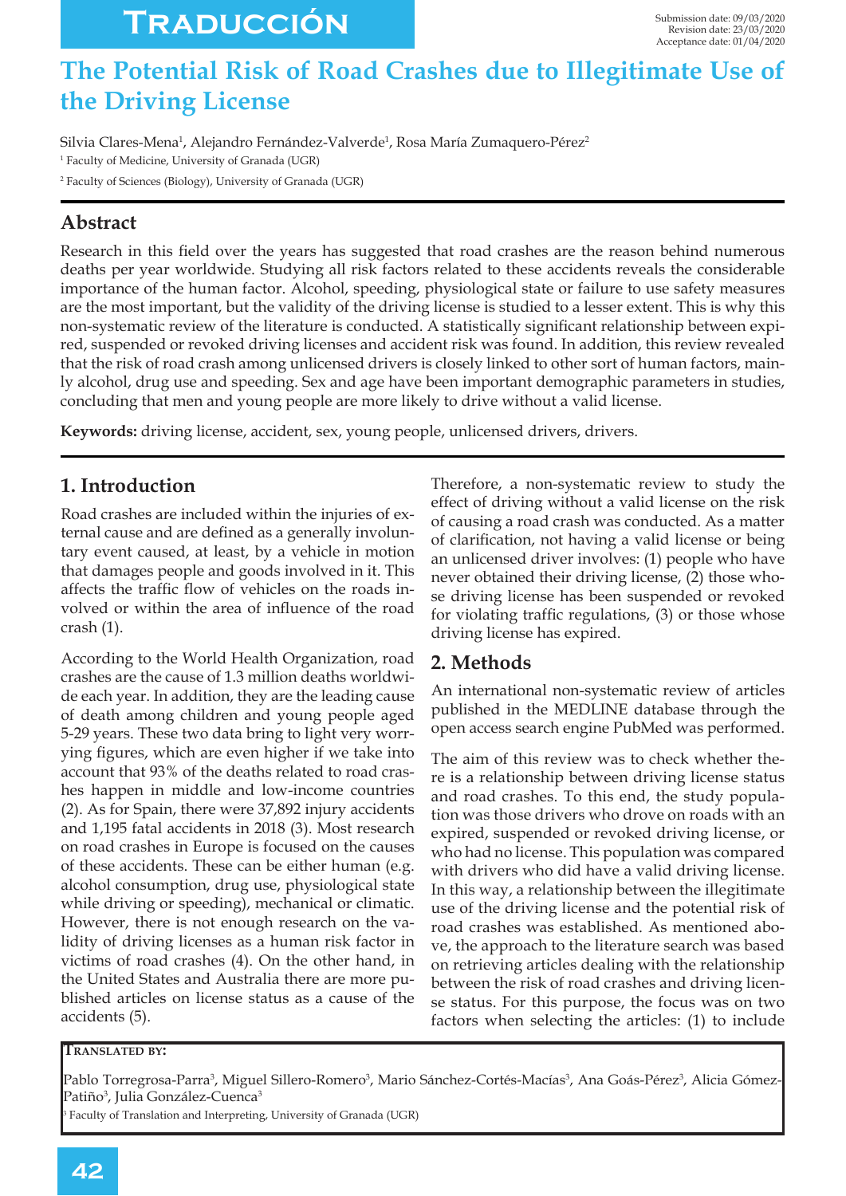Traducción

Submission date: 09/03/2020
Revision date: 23/03/2020
Acceptance date: 01/04/2020

# The Potential Risk of Road Crashes due to Illegitimate Use of the Driving License

Silvia Clares-Mena[1], Alejandro Fernández-Valverde[1], Rosa María Zumaquero-Pérez[2]

[1] Faculty of Medicine, University of Granada (UGR)

[2] Faculty of Sciences (Biology), University of Granada (UGR)

## Abstract

Research in this field over the years has suggested that road crashes are the reason behind numerous deaths per year worldwide. Studying all risk factors related to these accidents reveals the considerable importance of the human factor. Alcohol, speeding, physiological state or failure to use safety measures are the most important, but the validity of the driving license is studied to a lesser extent. This is why this non-systematic review of the literature is conducted. A statistically significant relationship between expired, suspended or revoked driving licenses and accident risk was found. In addition, this review revealed that the risk of road crash among unlicensed drivers is closely linked to other sort of human factors, mainly alcohol, drug use and speeding. Sex and age have been important demographic parameters in studies, concluding that men and young people are more likely to drive without a valid license.

**Keywords:** driving license, accident, sex, young people, unlicensed drivers, drivers.

## 1. Introduction

Road crashes are included within the injuries of external cause and are defined as a generally involuntary event caused, at least, by a vehicle in motion that damages people and goods involved in it. This affects the traffic flow of vehicles on the roads involved or within the area of influence of the road crash (1).

According to the World Health Organization, road crashes are the cause of 1.3 million deaths worldwide each year. In addition, they are the leading cause of death among children and young people aged 5-29 years. These two data bring to light very worrying figures, which are even higher if we take into account that 93% of the deaths related to road crashes happen in middle and low-income countries (2). As for Spain, there were 37,892 injury accidents and 1,195 fatal accidents in 2018 (3). Most research on road crashes in Europe is focused on the causes of these accidents. These can be either human (e.g. alcohol consumption, drug use, physiological state while driving or speeding), mechanical or climatic. However, there is not enough research on the validity of driving licenses as a human risk factor in victims of road crashes (4). On the other hand, in the United States and Australia there are more published articles on license status as a cause of the accidents (5).

Therefore, a non-systematic review to study the effect of driving without a valid license on the risk of causing a road crash was conducted. As a matter of clarification, not having a valid license or being an unlicensed driver involves: (1) people who have never obtained their driving license, (2) those whose driving license has been suspended or revoked for violating traffic regulations, (3) or those whose driving license has expired.

## 2. Methods

An international non-systematic review of articles published in the MEDLINE database through the open access search engine PubMed was performed.

The aim of this review was to check whether there is a relationship between driving license status and road crashes. To this end, the study population was those drivers who drove on roads with an expired, suspended or revoked driving license, or who had no license. This population was compared with drivers who did have a valid driving license. In this way, a relationship between the illegitimate use of the driving license and the potential risk of road crashes was established. As mentioned above, the approach to the literature search was based on retrieving articles dealing with the relationship between the risk of road crashes and driving license status. For this purpose, the focus was on two factors when selecting the articles: (1) to include

**Translated by:**

Pablo Torregrosa-Parra[3], Miguel Sillero-Romero[3], Mario Sánchez-Cortés-Macías[3], Ana Goás-Pérez[3], Alicia Gómez-Patiño[3], Julia González-Cuenca[3]

[3] Faculty of Translation and Interpreting, University of Granada (UGR)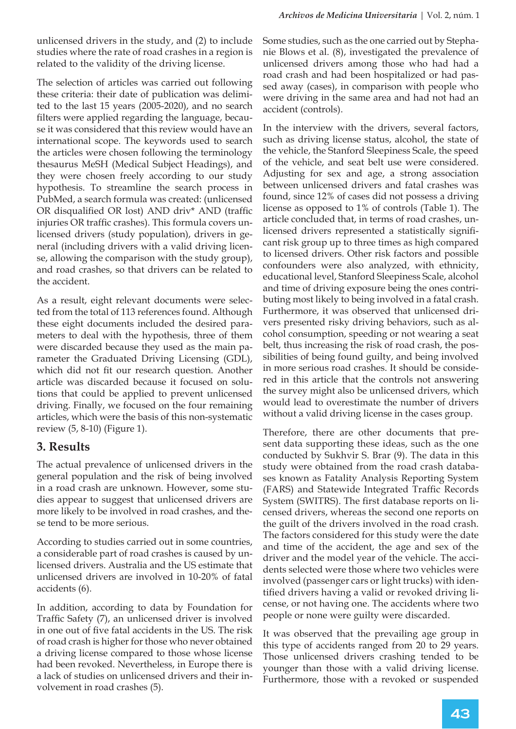unlicensed drivers in the study, and (2) to include studies where the rate of road crashes in a region is related to the validity of the driving license.

The selection of articles was carried out following these criteria: their date of publication was delimited to the last 15 years (2005-2020), and no search filters were applied regarding the language, because it was considered that this review would have an international scope. The keywords used to search the articles were chosen following the terminology thesaurus MeSH (Medical Subject Headings), and they were chosen freely according to our study hypothesis. To streamline the search process in PubMed, a search formula was created: (unlicensed OR disqualified OR lost) AND driv* AND (traffic injuries OR traffic crashes). This formula covers unlicensed drivers (study population), drivers in general (including drivers with a valid driving license, allowing the comparison with the study group), and road crashes, so that drivers can be related to the accident.

As a result, eight relevant documents were selected from the total of 113 references found. Although these eight documents included the desired parameters to deal with the hypothesis, three of them were discarded because they used as the main parameter the Graduated Driving Licensing (GDL), which did not fit our research question. Another article was discarded because it focused on solutions that could be applied to prevent unlicensed driving. Finally, we focused on the four remaining articles, which were the basis of this non-systematic review (5, 8-10) (Figure 1).

## 3. Results

The actual prevalence of unlicensed drivers in the general population and the risk of being involved in a road crash are unknown. However, some studies appear to suggest that unlicensed drivers are more likely to be involved in road crashes, and these tend to be more serious.

According to studies carried out in some countries, a considerable part of road crashes is caused by unlicensed drivers. Australia and the US estimate that unlicensed drivers are involved in 10-20% of fatal accidents (6).

In addition, according to data by Foundation for Traffic Safety (7), an unlicensed driver is involved in one out of five fatal accidents in the US. The risk of road crash is higher for those who never obtained a driving license compared to those whose license had been revoked. Nevertheless, in Europe there is a lack of studies on unlicensed drivers and their involvement in road crashes (5).

Some studies, such as the one carried out by Stephanie Blows et al. (8), investigated the prevalence of unlicensed drivers among those who had had a road crash and had been hospitalized or had passed away (cases), in comparison with people who were driving in the same area and had not had an accident (controls).

In the interview with the drivers, several factors, such as driving license status, alcohol, the state of the vehicle, the Stanford Sleepiness Scale, the speed of the vehicle, and seat belt use were considered. Adjusting for sex and age, a strong association between unlicensed drivers and fatal crashes was found, since 12% of cases did not possess a driving license as opposed to 1% of controls (Table 1). The article concluded that, in terms of road crashes, unlicensed drivers represented a statistically significant risk group up to three times as high compared to licensed drivers. Other risk factors and possible confounders were also analyzed, with ethnicity, educational level, Stanford Sleepiness Scale, alcohol and time of driving exposure being the ones contributing most likely to being involved in a fatal crash. Furthermore, it was observed that unlicensed drivers presented risky driving behaviors, such as alcohol consumption, speeding or not wearing a seat belt, thus increasing the risk of road crash, the possibilities of being found guilty, and being involved in more serious road crashes. It should be considered in this article that the controls not answering the survey might also be unlicensed drivers, which would lead to overestimate the number of drivers without a valid driving license in the cases group.

Therefore, there are other documents that present data supporting these ideas, such as the one conducted by Sukhvir S. Brar (9). The data in this study were obtained from the road crash databases known as Fatality Analysis Reporting System (FARS) and Statewide Integrated Traffic Records System (SWITRS). The first database reports on licensed drivers, whereas the second one reports on the guilt of the drivers involved in the road crash. The factors considered for this study were the date and time of the accident, the age and sex of the driver and the model year of the vehicle. The accidents selected were those where two vehicles were involved (passenger cars or light trucks) with identified drivers having a valid or revoked driving license, or not having one. The accidents where two people or none were guilty were discarded.

It was observed that the prevailing age group in this type of accidents ranged from 20 to 29 years. Those unlicensed drivers crashing tended to be younger than those with a valid driving license. Furthermore, those with a revoked or suspended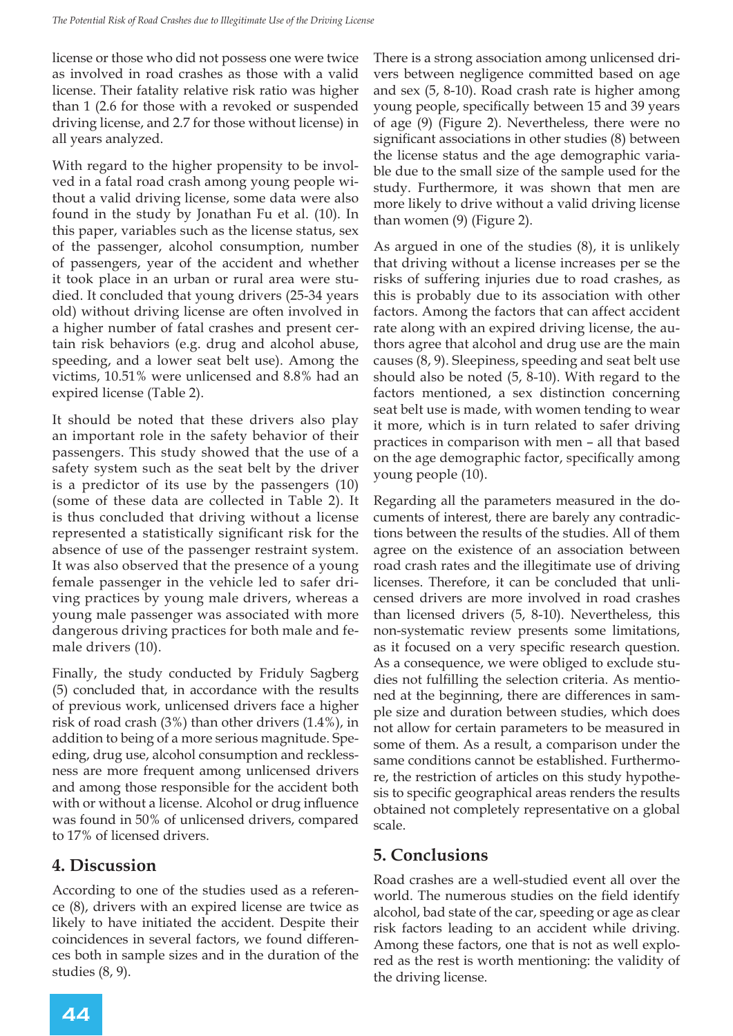license or those who did not possess one were twice as involved in road crashes as those with a valid license. Their fatality relative risk ratio was higher than 1 (2.6 for those with a revoked or suspended driving license, and 2.7 for those without license) in all years analyzed.

With regard to the higher propensity to be involved in a fatal road crash among young people without a valid driving license, some data were also found in the study by Jonathan Fu et al. (10). In this paper, variables such as the license status, sex of the passenger, alcohol consumption, number of passengers, year of the accident and whether it took place in an urban or rural area were studied. It concluded that young drivers (25-34 years old) without driving license are often involved in a higher number of fatal crashes and present certain risk behaviors (e.g. drug and alcohol abuse, speeding, and a lower seat belt use). Among the victims, 10.51% were unlicensed and 8.8% had an expired license (Table 2).

It should be noted that these drivers also play an important role in the safety behavior of their passengers. This study showed that the use of a safety system such as the seat belt by the driver is a predictor of its use by the passengers (10) (some of these data are collected in Table 2). It is thus concluded that driving without a license represented a statistically significant risk for the absence of use of the passenger restraint system. It was also observed that the presence of a young female passenger in the vehicle led to safer driving practices by young male drivers, whereas a young male passenger was associated with more dangerous driving practices for both male and female drivers (10).

Finally, the study conducted by Friduly Sagberg (5) concluded that, in accordance with the results of previous work, unlicensed drivers face a higher risk of road crash (3%) than other drivers (1.4%), in addition to being of a more serious magnitude. Speeding, drug use, alcohol consumption and recklessness are more frequent among unlicensed drivers and among those responsible for the accident both with or without a license. Alcohol or drug influence was found in 50% of unlicensed drivers, compared to 17% of licensed drivers.

## 4. Discussion

According to one of the studies used as a reference (8), drivers with an expired license are twice as likely to have initiated the accident. Despite their coincidences in several factors, we found differences both in sample sizes and in the duration of the studies (8, 9).

There is a strong association among unlicensed drivers between negligence committed based on age and sex (5, 8-10). Road crash rate is higher among young people, specifically between 15 and 39 years of age (9) (Figure 2). Nevertheless, there were no significant associations in other studies (8) between the license status and the age demographic variable due to the small size of the sample used for the study. Furthermore, it was shown that men are more likely to drive without a valid driving license than women (9) (Figure 2).

As argued in one of the studies (8), it is unlikely that driving without a license increases per se the risks of suffering injuries due to road crashes, as this is probably due to its association with other factors. Among the factors that can affect accident rate along with an expired driving license, the authors agree that alcohol and drug use are the main causes (8, 9). Sleepiness, speeding and seat belt use should also be noted (5, 8-10). With regard to the factors mentioned, a sex distinction concerning seat belt use is made, with women tending to wear it more, which is in turn related to safer driving practices in comparison with men – all that based on the age demographic factor, specifically among young people (10).

Regarding all the parameters measured in the documents of interest, there are barely any contradictions between the results of the studies. All of them agree on the existence of an association between road crash rates and the illegitimate use of driving licenses. Therefore, it can be concluded that unlicensed drivers are more involved in road crashes than licensed drivers (5, 8-10). Nevertheless, this non-systematic review presents some limitations, as it focused on a very specific research question. As a consequence, we were obliged to exclude studies not fulfilling the selection criteria. As mentioned at the beginning, there are differences in sample size and duration between studies, which does not allow for certain parameters to be measured in some of them. As a result, a comparison under the same conditions cannot be established. Furthermore, the restriction of articles on this study hypothesis to specific geographical areas renders the results obtained not completely representative on a global scale.

## 5. Conclusions

Road crashes are a well-studied event all over the world. The numerous studies on the field identify alcohol, bad state of the car, speeding or age as clear risk factors leading to an accident while driving. Among these factors, one that is not as well explored as the rest is worth mentioning: the validity of the driving license.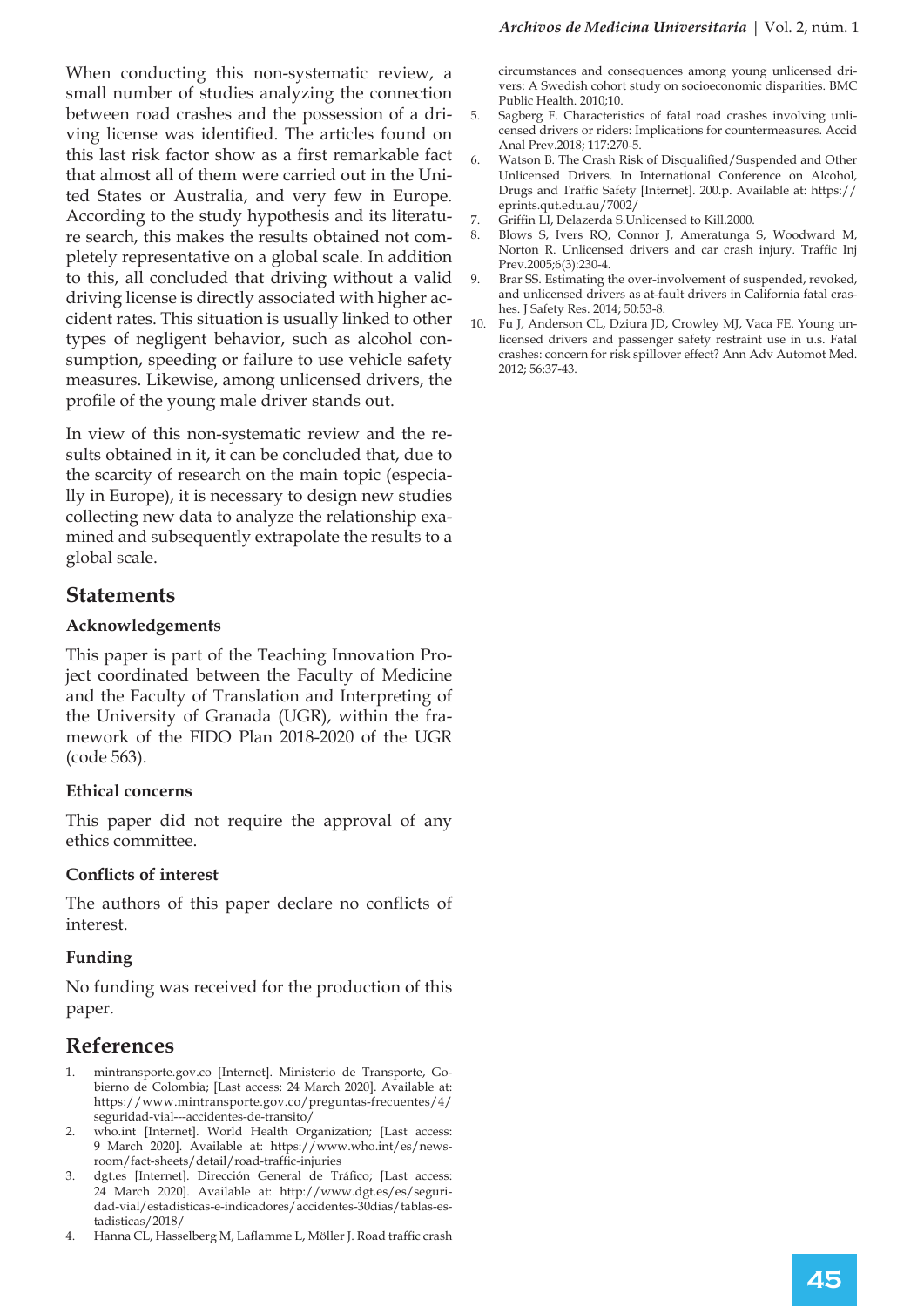When conducting this non-systematic review, a small number of studies analyzing the connection between road crashes and the possession of a driving license was identified. The articles found on this last risk factor show as a first remarkable fact that almost all of them were carried out in the United States or Australia, and very few in Europe. According to the study hypothesis and its literature search, this makes the results obtained not completely representative on a global scale. In addition to this, all concluded that driving without a valid driving license is directly associated with higher accident rates. This situation is usually linked to other types of negligent behavior, such as alcohol consumption, speeding or failure to use vehicle safety measures. Likewise, among unlicensed drivers, the profile of the young male driver stands out.

In view of this non-systematic review and the results obtained in it, it can be concluded that, due to the scarcity of research on the main topic (especially in Europe), it is necessary to design new studies collecting new data to analyze the relationship examined and subsequently extrapolate the results to a global scale.

## Statements

### Acknowledgements

This paper is part of the Teaching Innovation Project coordinated between the Faculty of Medicine and the Faculty of Translation and Interpreting of the University of Granada (UGR), within the framework of the FIDO Plan 2018-2020 of the UGR (code 563).

### Ethical concerns

This paper did not require the approval of any ethics committee.

### Conflicts of interest

The authors of this paper declare no conflicts of interest.

### Funding

No funding was received for the production of this paper.

## References

1. mintransporte.gov.co [Internet]. Ministerio de Transporte, Gobierno de Colombia; [Last access: 24 March 2020]. Available at: https://www.mintransporte.gov.co/preguntas-frecuentes/4/seguridad-vial---accidentes-de-transito/
2. who.int [Internet]. World Health Organization; [Last access: 9 March 2020]. Available at: https://www.who.int/es/news-room/fact-sheets/detail/road-traffic-injuries
3. dgt.es [Internet]. Dirección General de Tráfico; [Last access: 24 March 2020]. Available at: http://www.dgt.es/es/seguridad-vial/estadisticas-e-indicadores/accidentes-30dias/tablas-estadisticas/2018/
4. Hanna CL, Hasselberg M, Laflamme L, Möller J. Road traffic crash circumstances and consequences among young unlicensed drivers or riders: A Swedish cohort study on socioeconomic disparities. BMC Public Health. 2010;10.
5. Sagberg F. Characteristics of fatal road crashes involving unlicensed drivers or riders: Implications for countermeasures. Accid Anal Prev.2018; 117:270-5.
6. Watson B. The Crash Risk of Disqualified/Suspended and Other Unlicensed Drivers. In International Conference on Alcohol, Drugs and Traffic Safety [Internet]. 200.p. Available at: https://eprints.qut.edu.au/7002/
7. Griffin LI, Delazerda S.Unlicensed to Kill.2000.
8. Blows S, Ivers RQ, Connor J, Ameratunga S, Woodward M, Norton R. Unlicensed drivers and car crash injury. Traffic Inj Prev.2005;6(3):230-4.
9. Brar SS. Estimating the over-involvement of suspended, revoked, and unlicensed drivers as at-fault drivers in California fatal crashes. J Safety Res. 2014; 50:53-8.
10. Fu J, Anderson CL, Dziura JD, Crowley MJ, Vaca FE. Young unlicensed drivers and passenger safety restraint use in u.s. Fatal crashes: concern for risk spillover effect? Ann Adv Automot Med. 2012; 56:37-43.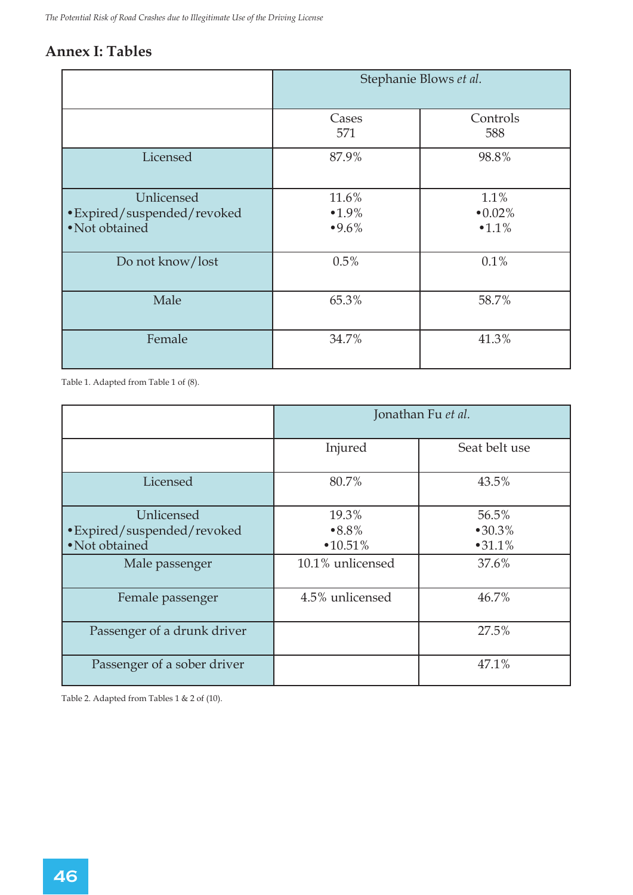## Annex I: Tables

| | Stephanie Blows *et al.* | |
|---|---|---|
| | Cases 571 | Controls 588 |
| Licensed | 87.9% | 98.8% |
| Unlicensed<br>•Expired/suspended/revoked<br>•Not obtained | 11.6%<br>•1.9%<br>•9.6% | 1.1%<br>•0.02%<br>•1.1% |
| Do not know/lost | 0.5% | 0.1% |
| Male | 65.3% | 58.7% |
| Female | 34.7% | 41.3% |

Table 1. Adapted from Table 1 of (8).

| | Jonathan Fu *et al.* | |
|---|---|---|
| | Injured | Seat belt use |
| Licensed | 80.7% | 43.5% |
| Unlicensed<br>•Expired/suspended/revoked<br>•Not obtained | 19.3%<br>•8.8%<br>•10.51% | 56.5%<br>•30.3%<br>•31.1% |
| Male passenger | 10.1% unlicensed | 37.6% |
| Female passenger | 4.5% unlicensed | 46.7% |
| Passenger of a drunk driver | | 27.5% |
| Passenger of a sober driver | | 47.1% |

Table 2. Adapted from Tables 1 & 2 of (10).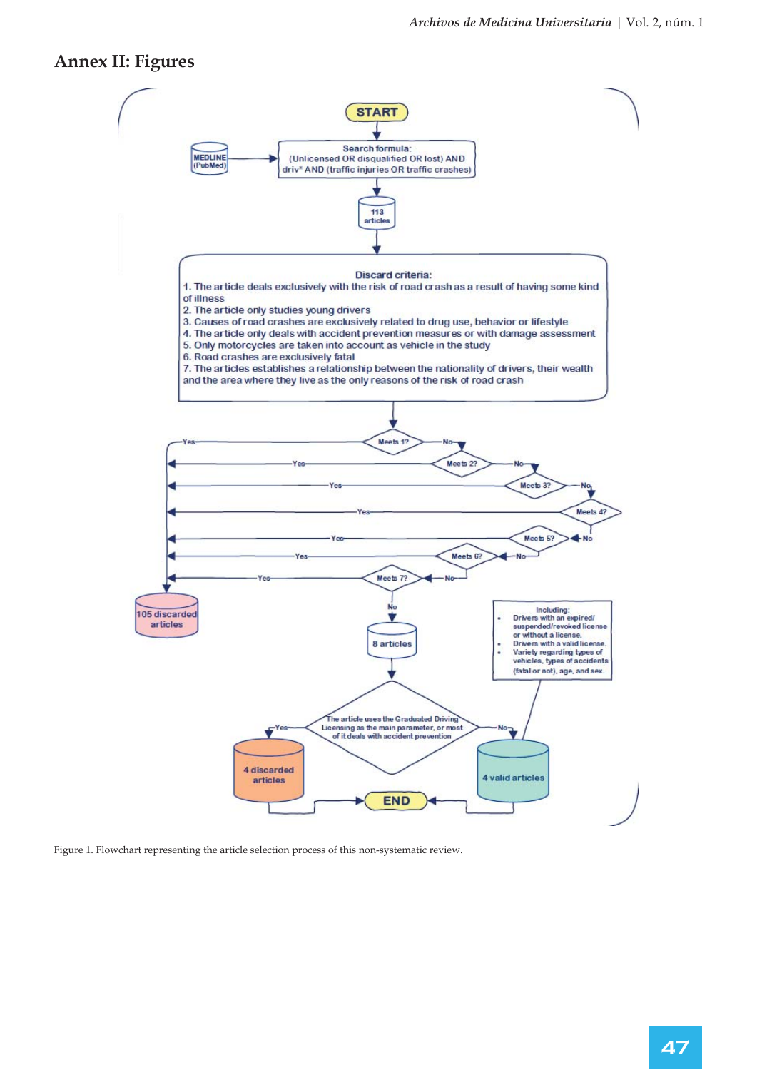## Annex II: Figures

START

MEDLINE (PubMed)

Search formula:
(Unlicensed OR disqualified OR lost) AND driv* AND (traffic injuries OR traffic crashes)

113 articles

Discard criteria:
1. The article deals exclusively with the risk of road crash as a result of having some kind of illness
2. The article only studies young drivers
3. Causes of road crashes are exclusively related to drug use, behavior or lifestyle
4. The article only deals with accident prevention measures or with damage assessment
5. Only motorcycles are taken into account as vehicle in the study
6. Road crashes are exclusively fatal
7. The articles establishes a relationship between the nationality of drivers, their wealth and the area where they live as the only reasons of the risk of road crash

Meets 1? — Yes / No
Meets 2? — Yes / No
Meets 3? — Yes / No
Meets 4? — Yes / No
Meets 5? — Yes / No
Meets 6? — Yes / No
Meets 7? — Yes / No

105 discarded articles

8 articles

Including:
- Drivers with an expired/ suspended/revoked license or without a license.
- Drivers with a valid license.
- Variety regarding types of vehicles, types of accidents (fatal or not), age, and sex.

The article uses the Graduated Driving Licensing as the main parameter, or most of it deals with accident prevention — Yes / No

4 discarded articles

4 valid articles

END

Figure 1. Flowchart representing the article selection process of this non-systematic review.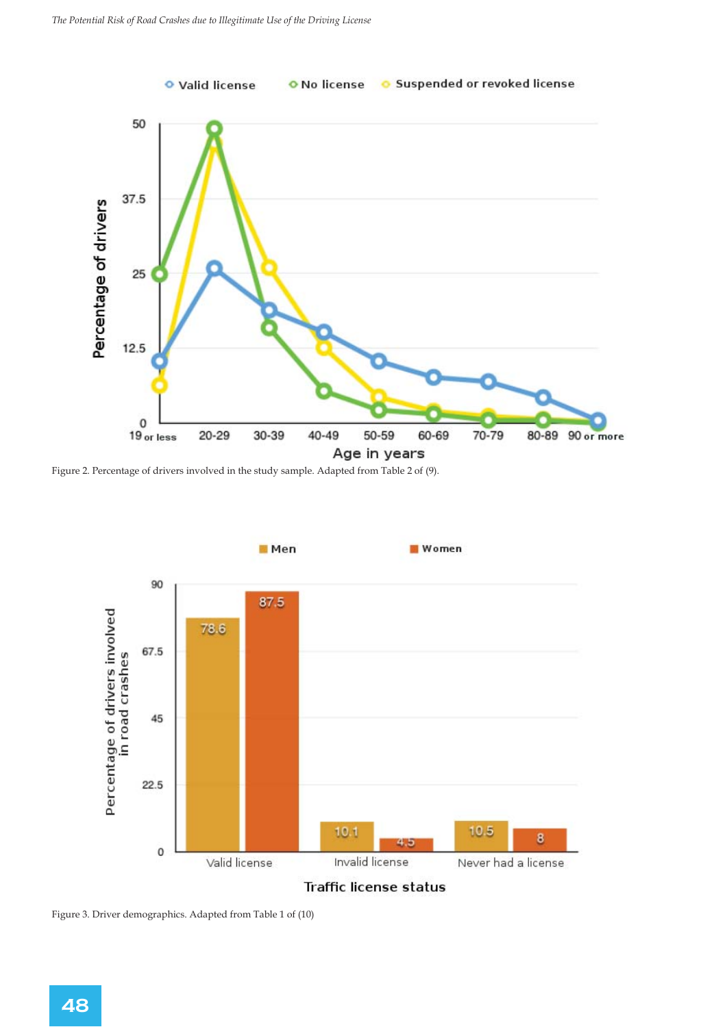Figure 2. Percentage of drivers involved in the study sample. Adapted from Table 2 of (9).

Figure 3. Driver demographics. Adapted from Table 1 of (10)